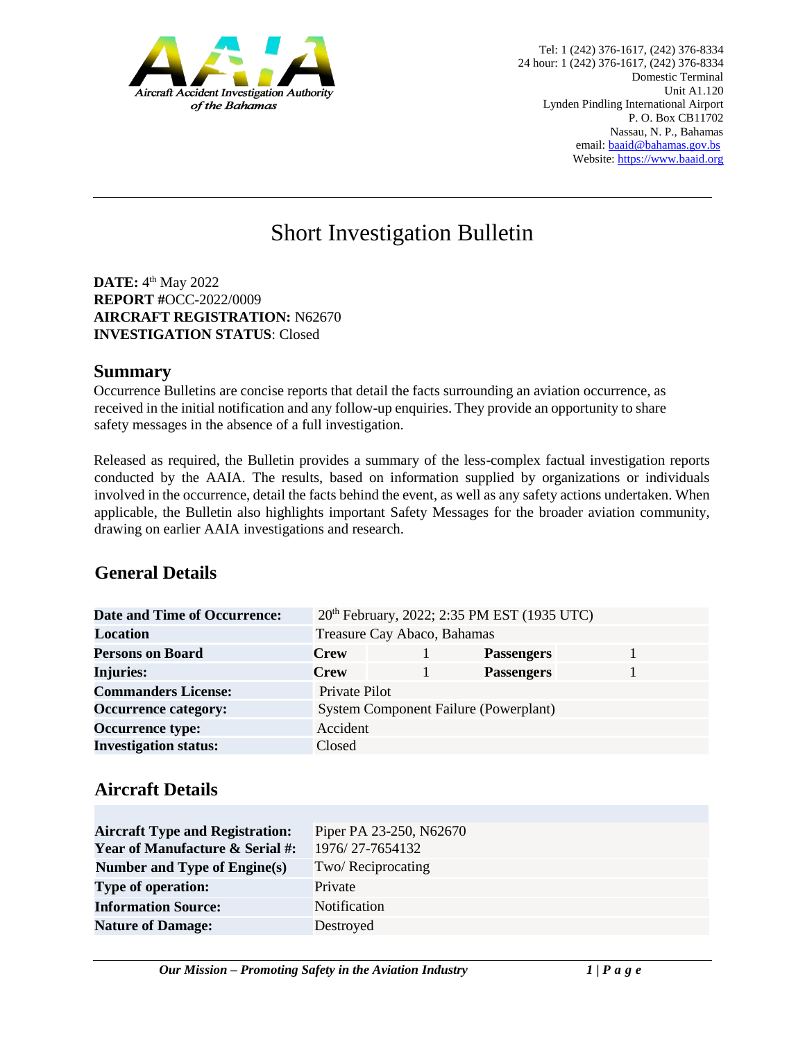Tel: 1 (242) 376-1617, (242) 376-8334
24 hour: 1 (242) 376-1617, (242) 376-8334
Domestic Terminal
Unit A1.120
Lynden Pindling International Airport
P. O. Box CB11702
Nassau, N. P., Bahamas
email: baaid@bahamas.gov.bs
Website: https://www.baaid.org

Aircraft Accident Investigation Authority of the Bahamas

# Short Investigation Bulletin

**DATE:** 4th May 2022
**REPORT #**OCC-2022/0009
**AIRCRAFT REGISTRATION:** N62670
**INVESTIGATION STATUS**: Closed

## Summary

Occurrence Bulletins are concise reports that detail the facts surrounding an aviation occurrence, as received in the initial notification and any follow-up enquiries. They provide an opportunity to share safety messages in the absence of a full investigation.

Released as required, the Bulletin provides a summary of the less-complex factual investigation reports conducted by the AAIA. The results, based on information supplied by organizations or individuals involved in the occurrence, detail the facts behind the event, as well as any safety actions undertaken. When applicable, the Bulletin also highlights important Safety Messages for the broader aviation community, drawing on earlier AAIA investigations and research.

## General Details

| | | | | |
|---|---|---|---|---|
| **Date and Time of Occurrence:** | 20th February, 2022; 2:35 PM EST (1935 UTC) | | | |
| **Location** | Treasure Cay Abaco, Bahamas | | | |
| **Persons on Board** | **Crew** | 1 | **Passengers** | 1 |
| **Injuries:** | **Crew** | 1 | **Passengers** | 1 |
| **Commanders License:** | Private Pilot | | | |
| **Occurrence category:** | System Component Failure (Powerplant) | | | |
| **Occurrence type:** | Accident | | | |
| **Investigation status:** | Closed | | | |

## Aircraft Details

| | |
|---|---|
| **Aircraft Type and Registration:** | Piper PA 23-250, N62670 |
| **Year of Manufacture & Serial #:** | 1976/ 27-7654132 |
| **Number and Type of Engine(s)** | Two/ Reciprocating |
| **Type of operation:** | Private |
| **Information Source:** | Notification |
| **Nature of Damage:** | Destroyed |

*Our Mission – Promoting Safety in the Aviation Industry*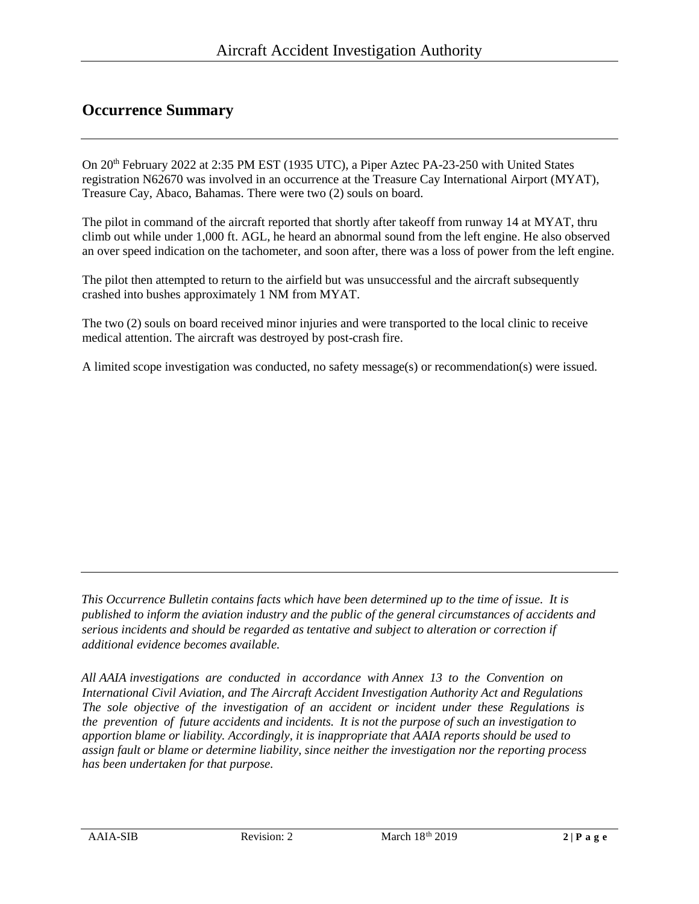## Occurrence Summary

On 20th February 2022 at 2:35 PM EST (1935 UTC), a Piper Aztec PA-23-250 with United States registration N62670 was involved in an occurrence at the Treasure Cay International Airport (MYAT), Treasure Cay, Abaco, Bahamas. There were two (2) souls on board.

The pilot in command of the aircraft reported that shortly after takeoff from runway 14 at MYAT, thru climb out while under 1,000 ft. AGL, he heard an abnormal sound from the left engine. He also observed an over speed indication on the tachometer, and soon after, there was a loss of power from the left engine.

The pilot then attempted to return to the airfield but was unsuccessful and the aircraft subsequently crashed into bushes approximately 1 NM from MYAT.

The two (2) souls on board received minor injuries and were transported to the local clinic to receive medical attention. The aircraft was destroyed by post-crash fire.

A limited scope investigation was conducted, no safety message(s) or recommendation(s) were issued.

---

*This Occurrence Bulletin contains facts which have been determined up to the time of issue. It is published to inform the aviation industry and the public of the general circumstances of accidents and serious incidents and should be regarded as tentative and subject to alteration or correction if additional evidence becomes available.*

*All AAIA investigations are conducted in accordance with Annex 13 to the Convention on International Civil Aviation, and The Aircraft Accident Investigation Authority Act and Regulations The sole objective of the investigation of an accident or incident under these Regulations is the prevention of future accidents and incidents. It is not the purpose of such an investigation to apportion blame or liability. Accordingly, it is inappropriate that AAIA reports should be used to assign fault or blame or determine liability, since neither the investigation nor the reporting process has been undertaken for that purpose.*